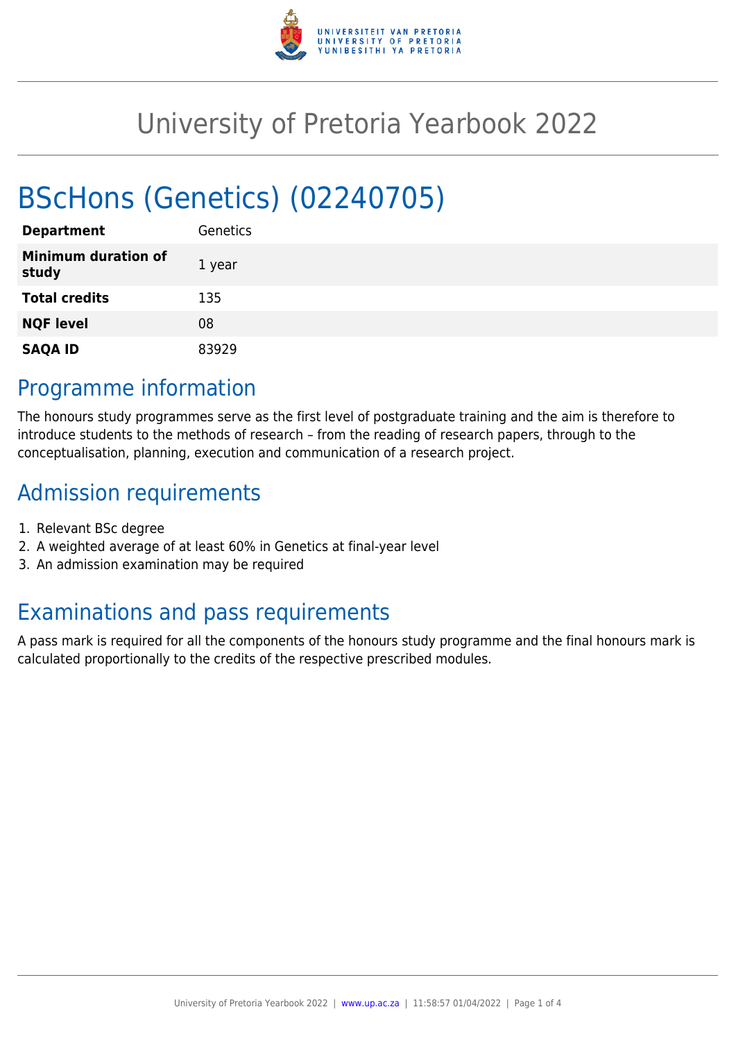# University of Pretoria Yearbook 2022

# BScHons (Genetics) (02240705)

| | |
|---|---|
| **Department** | Genetics |
| **Minimum duration of study** | 1 year |
| **Total credits** | 135 |
| **NQF level** | 08 |
| **SAQA ID** | 83929 |

## Programme information

The honours study programmes serve as the first level of postgraduate training and the aim is therefore to introduce students to the methods of research – from the reading of research papers, through to the conceptualisation, planning, execution and communication of a research project.

## Admission requirements

1. Relevant BSc degree
2. A weighted average of at least 60% in Genetics at final-year level
3. An admission examination may be required

## Examinations and pass requirements

A pass mark is required for all the components of the honours study programme and the final honours mark is calculated proportionally to the credits of the respective prescribed modules.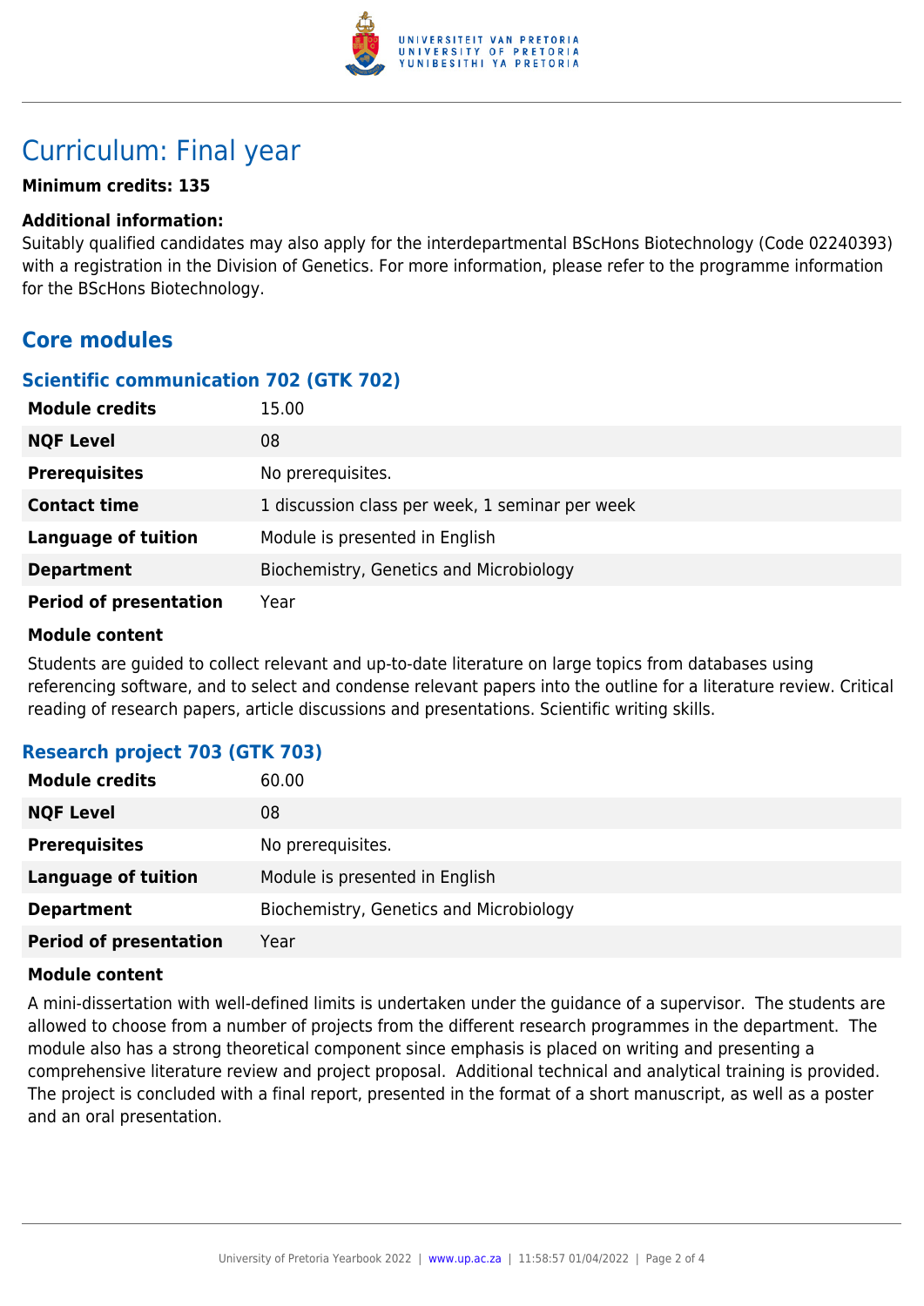# Curriculum: Final year

**Minimum credits: 135**

**Additional information:**

Suitably qualified candidates may also apply for the interdepartmental BScHons Biotechnology (Code 02240393) with a registration in the Division of Genetics. For more information, please refer to the programme information for the BScHons Biotechnology.

## Core modules

### Scientific communication 702 (GTK 702)

| | |
|---|---|
| **Module credits** | 15.00 |
| **NQF Level** | 08 |
| **Prerequisites** | No prerequisites. |
| **Contact time** | 1 discussion class per week, 1 seminar per week |
| **Language of tuition** | Module is presented in English |
| **Department** | Biochemistry, Genetics and Microbiology |
| **Period of presentation** | Year |

**Module content**

Students are guided to collect relevant and up-to-date literature on large topics from databases using referencing software, and to select and condense relevant papers into the outline for a literature review. Critical reading of research papers, article discussions and presentations. Scientific writing skills.

### Research project 703 (GTK 703)

| | |
|---|---|
| **Module credits** | 60.00 |
| **NQF Level** | 08 |
| **Prerequisites** | No prerequisites. |
| **Language of tuition** | Module is presented in English |
| **Department** | Biochemistry, Genetics and Microbiology |
| **Period of presentation** | Year |

**Module content**

A mini-dissertation with well-defined limits is undertaken under the guidance of a supervisor. The students are allowed to choose from a number of projects from the different research programmes in the department. The module also has a strong theoretical component since emphasis is placed on writing and presenting a comprehensive literature review and project proposal. Additional technical and analytical training is provided. The project is concluded with a final report, presented in the format of a short manuscript, as well as a poster and an oral presentation.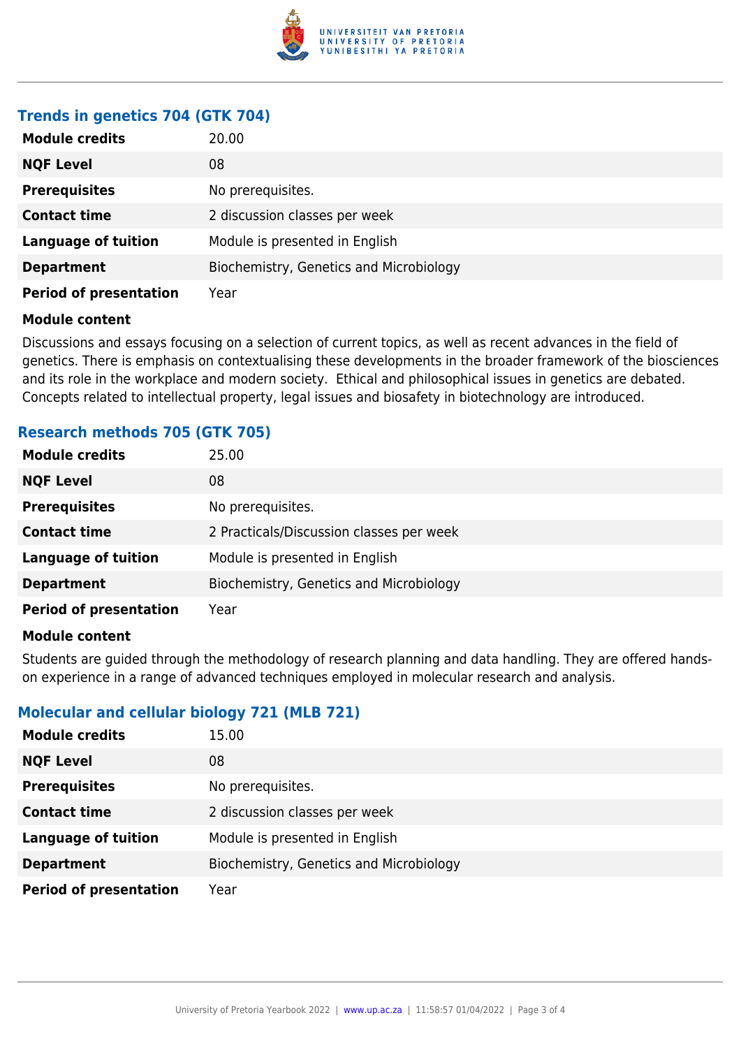### Trends in genetics 704 (GTK 704)

| | |
|---|---|
| **Module credits** | 20.00 |
| **NQF Level** | 08 |
| **Prerequisites** | No prerequisites. |
| **Contact time** | 2 discussion classes per week |
| **Language of tuition** | Module is presented in English |
| **Department** | Biochemistry, Genetics and Microbiology |
| **Period of presentation** | Year |

**Module content**

Discussions and essays focusing on a selection of current topics, as well as recent advances in the field of genetics. There is emphasis on contextualising these developments in the broader framework of the biosciences and its role in the workplace and modern society. Ethical and philosophical issues in genetics are debated. Concepts related to intellectual property, legal issues and biosafety in biotechnology are introduced.

### Research methods 705 (GTK 705)

| | |
|---|---|
| **Module credits** | 25.00 |
| **NQF Level** | 08 |
| **Prerequisites** | No prerequisites. |
| **Contact time** | 2 Practicals/Discussion classes per week |
| **Language of tuition** | Module is presented in English |
| **Department** | Biochemistry, Genetics and Microbiology |
| **Period of presentation** | Year |

**Module content**

Students are guided through the methodology of research planning and data handling. They are offered hands-on experience in a range of advanced techniques employed in molecular research and analysis.

### Molecular and cellular biology 721 (MLB 721)

| | |
|---|---|
| **Module credits** | 15.00 |
| **NQF Level** | 08 |
| **Prerequisites** | No prerequisites. |
| **Contact time** | 2 discussion classes per week |
| **Language of tuition** | Module is presented in English |
| **Department** | Biochemistry, Genetics and Microbiology |
| **Period of presentation** | Year |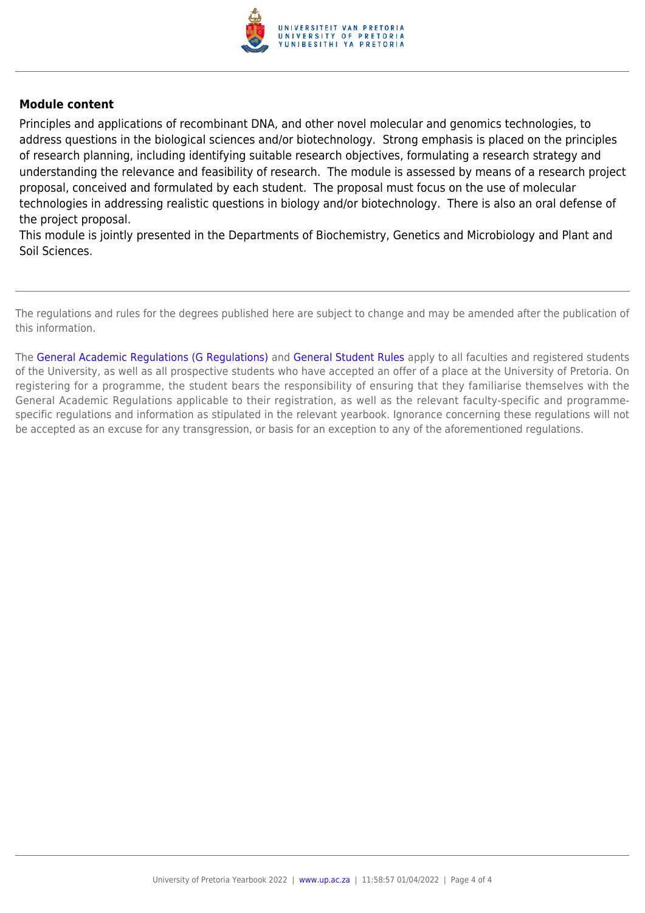**Module content**

Principles and applications of recombinant DNA, and other novel molecular and genomics technologies, to address questions in the biological sciences and/or biotechnology. Strong emphasis is placed on the principles of research planning, including identifying suitable research objectives, formulating a research strategy and understanding the relevance and feasibility of research. The module is assessed by means of a research project proposal, conceived and formulated by each student. The proposal must focus on the use of molecular technologies in addressing realistic questions in biology and/or biotechnology. There is also an oral defense of the project proposal.

This module is jointly presented in the Departments of Biochemistry, Genetics and Microbiology and Plant and Soil Sciences.

---

The regulations and rules for the degrees published here are subject to change and may be amended after the publication of this information.

The General Academic Regulations (G Regulations) and General Student Rules apply to all faculties and registered students of the University, as well as all prospective students who have accepted an offer of a place at the University of Pretoria. On registering for a programme, the student bears the responsibility of ensuring that they familiarise themselves with the General Academic Regulations applicable to their registration, as well as the relevant faculty-specific and programme-specific regulations and information as stipulated in the relevant yearbook. Ignorance concerning these regulations will not be accepted as an excuse for any transgression, or basis for an exception to any of the aforementioned regulations.